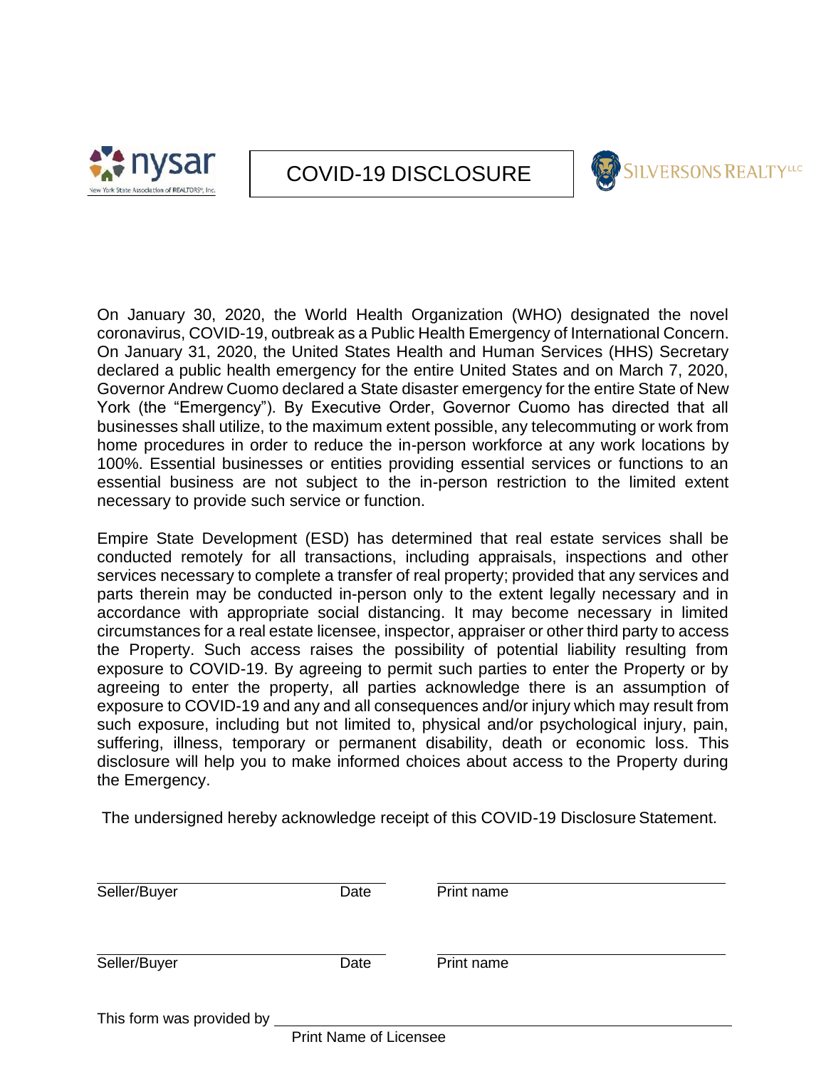nysar
New York State Association of REALTORS®, Inc.

# COVID-19 DISCLOSURE

SILVERSONS REALTY LLC

On January 30, 2020, the World Health Organization (WHO) designated the novel coronavirus, COVID-19, outbreak as a Public Health Emergency of International Concern. On January 31, 2020, the United States Health and Human Services (HHS) Secretary declared a public health emergency for the entire United States and on March 7, 2020, Governor Andrew Cuomo declared a State disaster emergency for the entire State of New York (the "Emergency"). By Executive Order, Governor Cuomo has directed that all businesses shall utilize, to the maximum extent possible, any telecommuting or work from home procedures in order to reduce the in-person workforce at any work locations by 100%. Essential businesses or entities providing essential services or functions to an essential business are not subject to the in-person restriction to the limited extent necessary to provide such service or function.

Empire State Development (ESD) has determined that real estate services shall be conducted remotely for all transactions, including appraisals, inspections and other services necessary to complete a transfer of real property; provided that any services and parts therein may be conducted in-person only to the extent legally necessary and in accordance with appropriate social distancing. It may become necessary in limited circumstances for a real estate licensee, inspector, appraiser or other third party to access the Property. Such access raises the possibility of potential liability resulting from exposure to COVID-19. By agreeing to permit such parties to enter the Property or by agreeing to enter the property, all parties acknowledge there is an assumption of exposure to COVID-19 and any and all consequences and/or injury which may result from such exposure, including but not limited to, physical and/or psychological injury, pain, suffering, illness, temporary or permanent disability, death or economic loss. This disclosure will help you to make informed choices about access to the Property during the Emergency.

The undersigned hereby acknowledge receipt of this COVID-19 Disclosure Statement.

______________________________ ______________________________
Seller/Buyer Date Print name

______________________________ ______________________________
Seller/Buyer Date Print name

This form was provided by ______________________________
Print Name of Licensee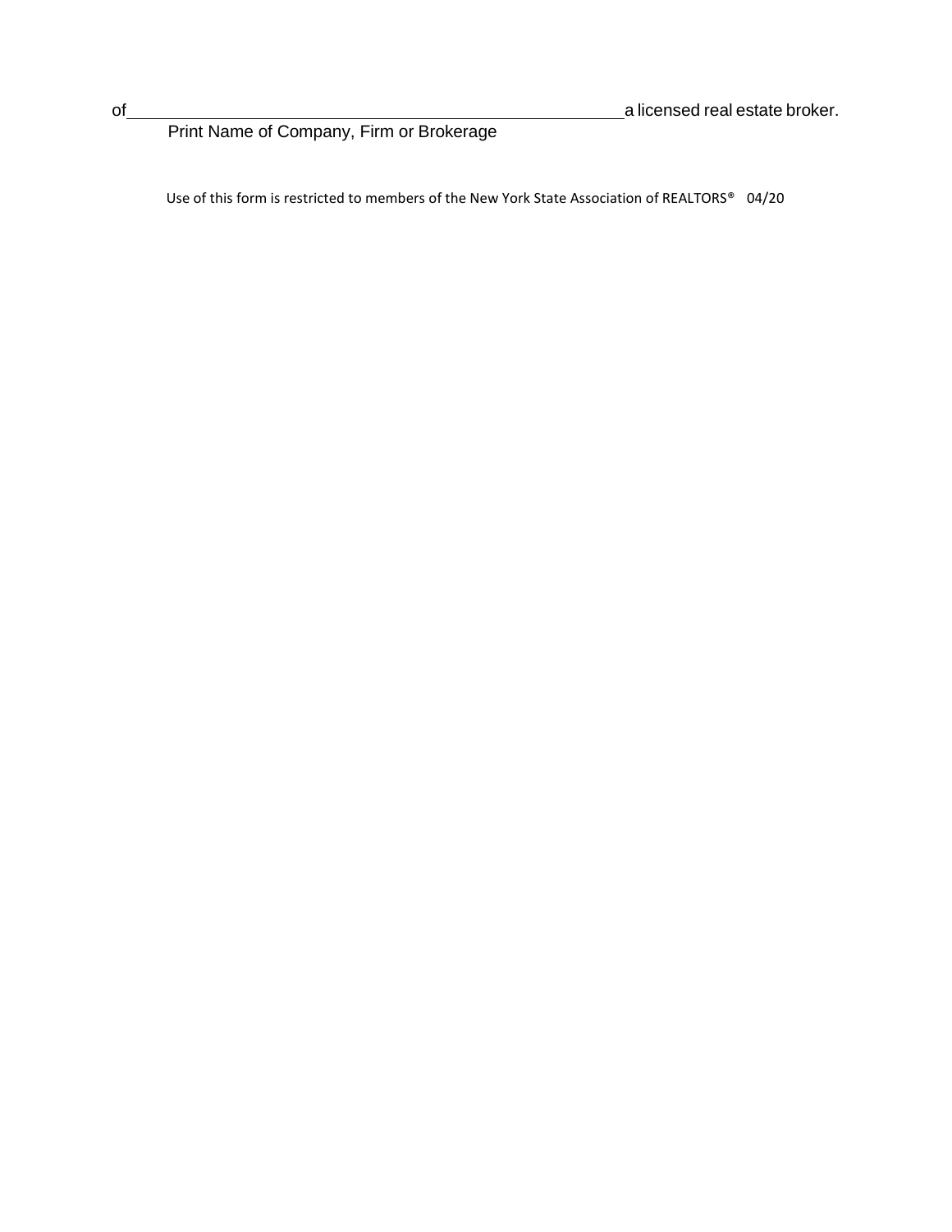of\_\_\_\_\_\_\_\_\_\_\_\_\_\_\_\_\_\_\_\_\_\_\_\_\_\_\_\_\_\_\_\_\_\_\_\_\_\_\_\_\_\_\_\_\_\_\_\_\_\_\_\_\_\_ a licensed real estate broker.

Print Name of Company, Firm or Brokerage

Use of this form is restricted to members of the New York State Association of REALTORS® 04/20